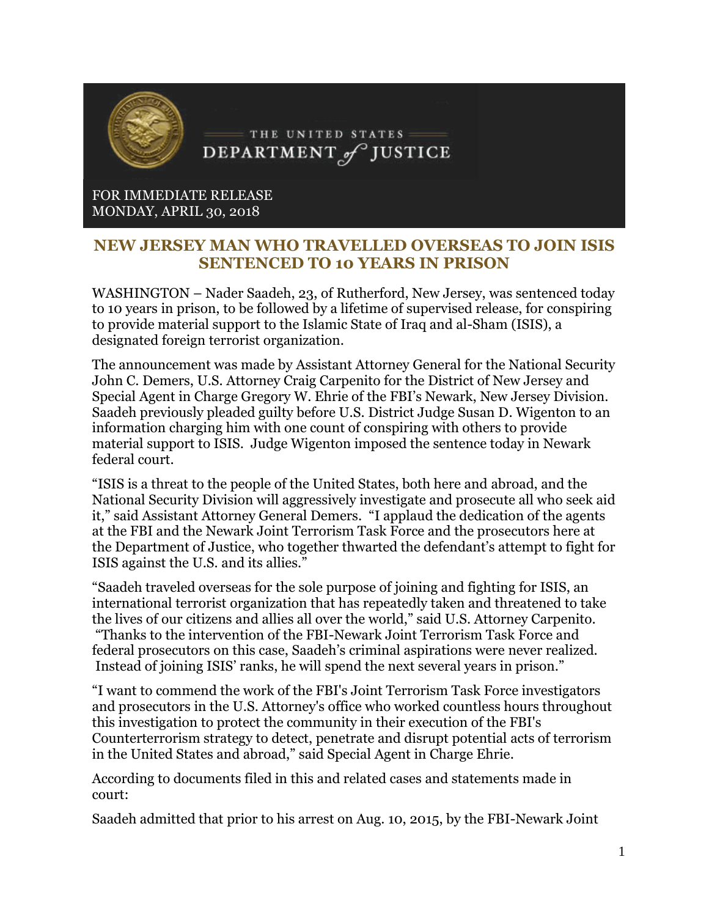THE UNITED STATES DEPARTMENT *of* JUSTICE

FOR IMMEDIATE RELEASE
MONDAY, APRIL 30, 2018

## NEW JERSEY MAN WHO TRAVELLED OVERSEAS TO JOIN ISIS SENTENCED TO 10 YEARS IN PRISON

WASHINGTON – Nader Saadeh, 23, of Rutherford, New Jersey, was sentenced today to 10 years in prison, to be followed by a lifetime of supervised release, for conspiring to provide material support to the Islamic State of Iraq and al-Sham (ISIS), a designated foreign terrorist organization.

The announcement was made by Assistant Attorney General for the National Security John C. Demers, U.S. Attorney Craig Carpenito for the District of New Jersey and Special Agent in Charge Gregory W. Ehrie of the FBI's Newark, New Jersey Division. Saadeh previously pleaded guilty before U.S. District Judge Susan D. Wigenton to an information charging him with one count of conspiring with others to provide material support to ISIS. Judge Wigenton imposed the sentence today in Newark federal court.

"ISIS is a threat to the people of the United States, both here and abroad, and the National Security Division will aggressively investigate and prosecute all who seek aid it," said Assistant Attorney General Demers. "I applaud the dedication of the agents at the FBI and the Newark Joint Terrorism Task Force and the prosecutors here at the Department of Justice, who together thwarted the defendant's attempt to fight for ISIS against the U.S. and its allies."

"Saadeh traveled overseas for the sole purpose of joining and fighting for ISIS, an international terrorist organization that has repeatedly taken and threatened to take the lives of our citizens and allies all over the world," said U.S. Attorney Carpenito. "Thanks to the intervention of the FBI-Newark Joint Terrorism Task Force and federal prosecutors on this case, Saadeh's criminal aspirations were never realized. Instead of joining ISIS' ranks, he will spend the next several years in prison."

"I want to commend the work of the FBI's Joint Terrorism Task Force investigators and prosecutors in the U.S. Attorney's office who worked countless hours throughout this investigation to protect the community in their execution of the FBI's Counterterrorism strategy to detect, penetrate and disrupt potential acts of terrorism in the United States and abroad," said Special Agent in Charge Ehrie.

According to documents filed in this and related cases and statements made in court:

Saadeh admitted that prior to his arrest on Aug. 10, 2015, by the FBI-Newark Joint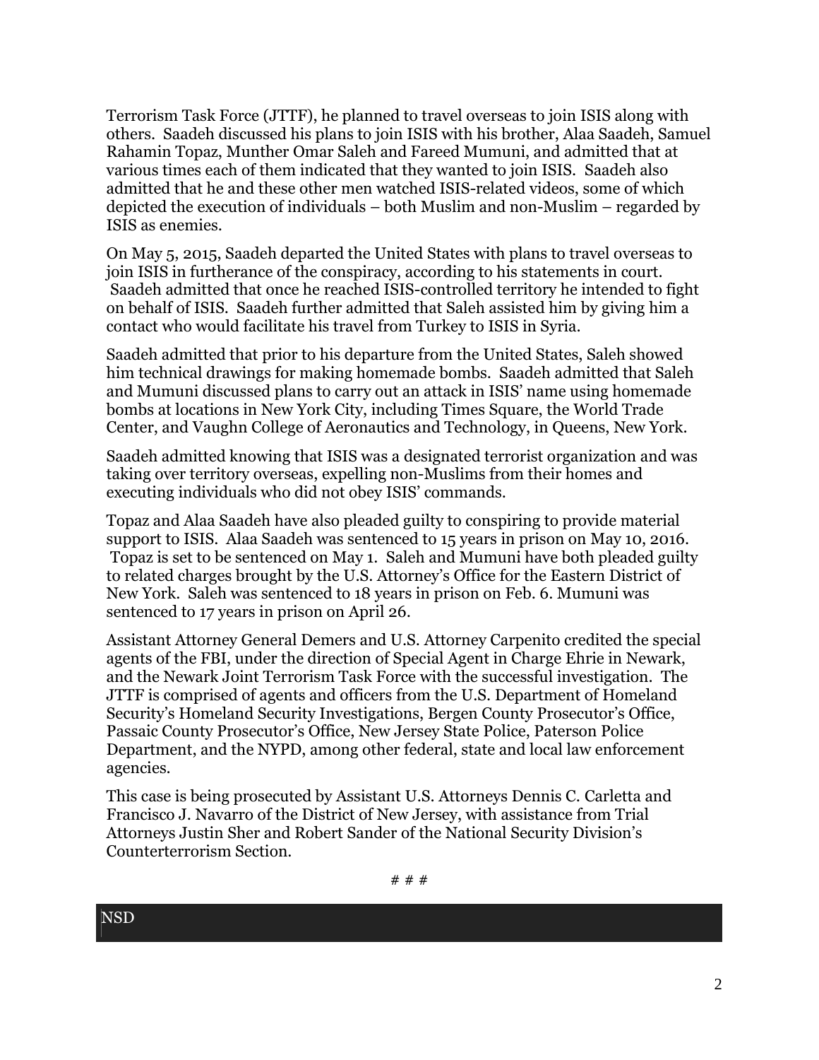Terrorism Task Force (JTTF), he planned to travel overseas to join ISIS along with others. Saadeh discussed his plans to join ISIS with his brother, Alaa Saadeh, Samuel Rahamin Topaz, Munther Omar Saleh and Fareed Mumuni, and admitted that at various times each of them indicated that they wanted to join ISIS. Saadeh also admitted that he and these other men watched ISIS-related videos, some of which depicted the execution of individuals – both Muslim and non-Muslim – regarded by ISIS as enemies.

On May 5, 2015, Saadeh departed the United States with plans to travel overseas to join ISIS in furtherance of the conspiracy, according to his statements in court. Saadeh admitted that once he reached ISIS-controlled territory he intended to fight on behalf of ISIS. Saadeh further admitted that Saleh assisted him by giving him a contact who would facilitate his travel from Turkey to ISIS in Syria.

Saadeh admitted that prior to his departure from the United States, Saleh showed him technical drawings for making homemade bombs. Saadeh admitted that Saleh and Mumuni discussed plans to carry out an attack in ISIS' name using homemade bombs at locations in New York City, including Times Square, the World Trade Center, and Vaughn College of Aeronautics and Technology, in Queens, New York.

Saadeh admitted knowing that ISIS was a designated terrorist organization and was taking over territory overseas, expelling non-Muslims from their homes and executing individuals who did not obey ISIS' commands.

Topaz and Alaa Saadeh have also pleaded guilty to conspiring to provide material support to ISIS. Alaa Saadeh was sentenced to 15 years in prison on May 10, 2016. Topaz is set to be sentenced on May 1. Saleh and Mumuni have both pleaded guilty to related charges brought by the U.S. Attorney's Office for the Eastern District of New York. Saleh was sentenced to 18 years in prison on Feb. 6. Mumuni was sentenced to 17 years in prison on April 26.

Assistant Attorney General Demers and U.S. Attorney Carpenito credited the special agents of the FBI, under the direction of Special Agent in Charge Ehrie in Newark, and the Newark Joint Terrorism Task Force with the successful investigation. The JTTF is comprised of agents and officers from the U.S. Department of Homeland Security's Homeland Security Investigations, Bergen County Prosecutor's Office, Passaic County Prosecutor's Office, New Jersey State Police, Paterson Police Department, and the NYPD, among other federal, state and local law enforcement agencies.

This case is being prosecuted by Assistant U.S. Attorneys Dennis C. Carletta and Francisco J. Navarro of the District of New Jersey, with assistance from Trial Attorneys Justin Sher and Robert Sander of the National Security Division's Counterterrorism Section.

# # #

NSD